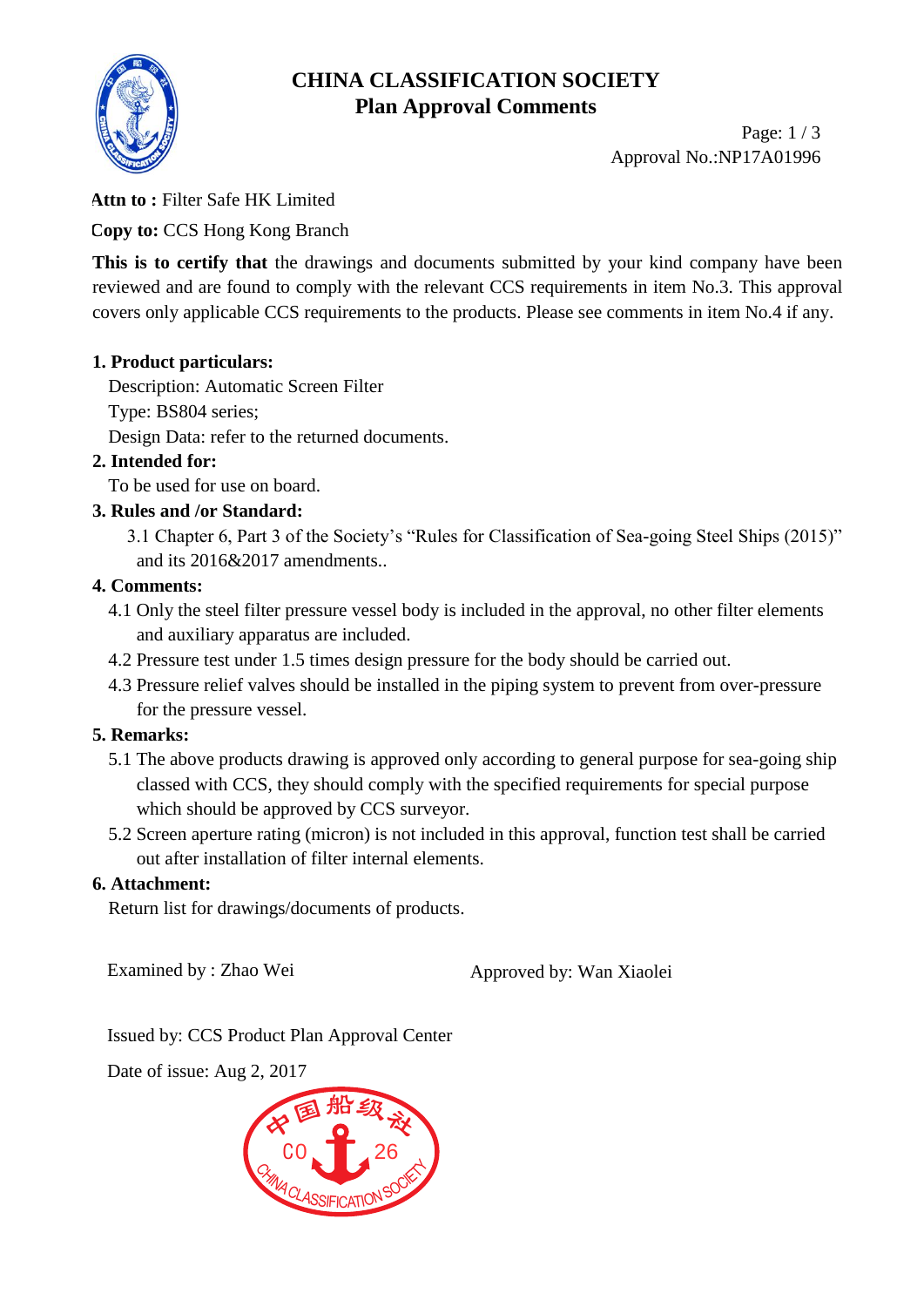# CHINA CLASSIFICATION SOCIETY
## Plan Approval Comments

Approval No.:NP17A01996

**Attn to :** Filter Safe HK Limited

**Copy to:** CCS Hong Kong Branch

**This is to certify that** the drawings and documents submitted by your kind company have been reviewed and are found to comply with the relevant CCS requirements in item No.3. This approval covers only applicable CCS requirements to the products. Please see comments in item No.4 if any.

**1. Product particulars:**

Description: Automatic Screen Filter

Type: BS804 series;

Design Data: refer to the returned documents.

**2. Intended for:**

To be used for use on board.

**3. Rules and /or Standard:**

3.1 Chapter 6, Part 3 of the Society's "Rules for Classification of Sea-going Steel Ships (2015)" and its 2016&2017 amendments..

**4. Comments:**

4.1 Only the steel filter pressure vessel body is included in the approval, no other filter elements and auxiliary apparatus are included.

4.2 Pressure test under 1.5 times design pressure for the body should be carried out.

4.3 Pressure relief valves should be installed in the piping system to prevent from over-pressure for the pressure vessel.

**5. Remarks:**

5.1 The above products drawing is approved only according to general purpose for sea-going ship classed with CCS, they should comply with the specified requirements for special purpose which should be approved by CCS surveyor.

5.2 Screen aperture rating (micron) is not included in this approval, function test shall be carried out after installation of filter internal elements.

**6. Attachment:**

Return list for drawings/documents of products.

Examined by : Zhao Wei

Approved by: Wan Xiaolei

Issued by: CCS Product Plan Approval Center

Date of issue: Aug 2, 2017

中国船级社 CO 26 CHINA CLASSIFICATION SOCIETY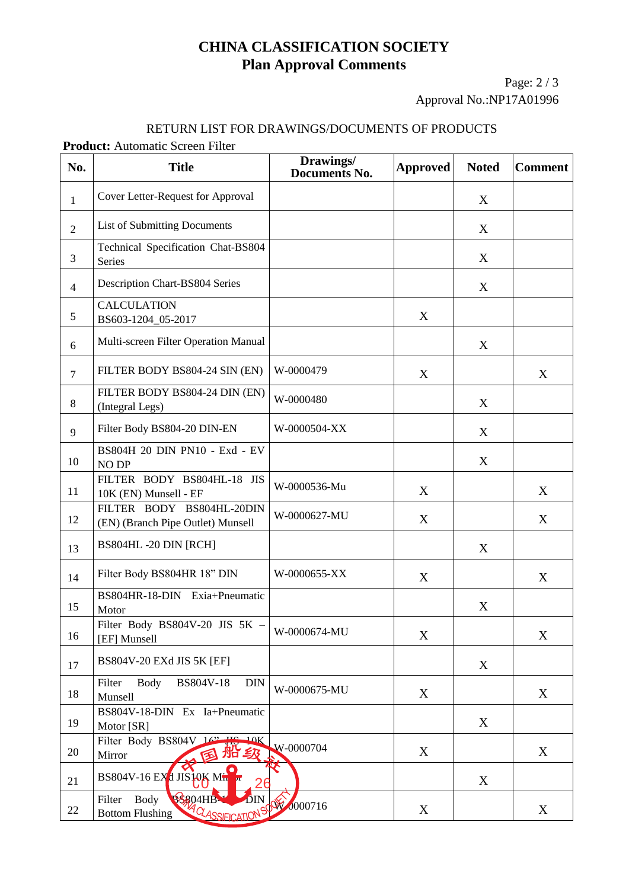# CHINA CLASSIFICATION SOCIETY
## Plan Approval Comments

Approval No.:NP17A01996

RETURN LIST FOR DRAWINGS/DOCUMENTS OF PRODUCTS

**Product:** Automatic Screen Filter

| No. | Title | Drawings/ Documents No. | Approved | Noted | Comment |
|---|---|---|---|---|---|
| 1 | Cover Letter-Request for Approval | | | X | |
| 2 | List of Submitting Documents | | | X | |
| 3 | Technical Specification Chat-BS804 Series | | | X | |
| 4 | Description Chart-BS804 Series | | | X | |
| 5 | CALCULATION BS603-1204_05-2017 | | X | | |
| 6 | Multi-screen Filter Operation Manual | | | X | |
| 7 | FILTER BODY BS804-24 SIN (EN) | W-0000479 | X | | X |
| 8 | FILTER BODY BS804-24 DIN (EN) (Integral Legs) | W-0000480 | | X | |
| 9 | Filter Body BS804-20 DIN-EN | W-0000504-XX | | X | |
| 10 | BS804H 20 DIN PN10 - Exd - EV NO DP | | | X | |
| 11 | FILTER BODY BS804HL-18 JIS 10K (EN) Munsell - EF | W-0000536-Mu | X | | X |
| 12 | FILTER BODY BS804HL-20DIN (EN) (Branch Pipe Outlet) Munsell | W-0000627-MU | X | | X |
| 13 | BS804HL -20 DIN [RCH] | | | X | |
| 14 | Filter Body BS804HR 18" DIN | W-0000655-XX | X | | X |
| 15 | BS804HR-18-DIN Exia+Pneumatic Motor | | | X | |
| 16 | Filter Body BS804V-20 JIS 5K – [EF] Munsell | W-0000674-MU | X | | X |
| 17 | BS804V-20 EXd JIS 5K [EF] | | | X | |
| 18 | Filter Body BS804V-18 DIN Munsell | W-0000675-MU | X | | X |
| 19 | BS804V-18-DIN Ex Ia+Pneumatic Motor [SR] | | | X | |
| 20 | Filter Body BS804V 16" JIS 10K Mirror | W-0000704 | X | | X |
| 21 | BS804V-16 EXd JIS10K Mirror | | | X | |
| 22 | Filter Body BS804HB-1 DIN Bottom Flushing | W-0000716 | X | | X |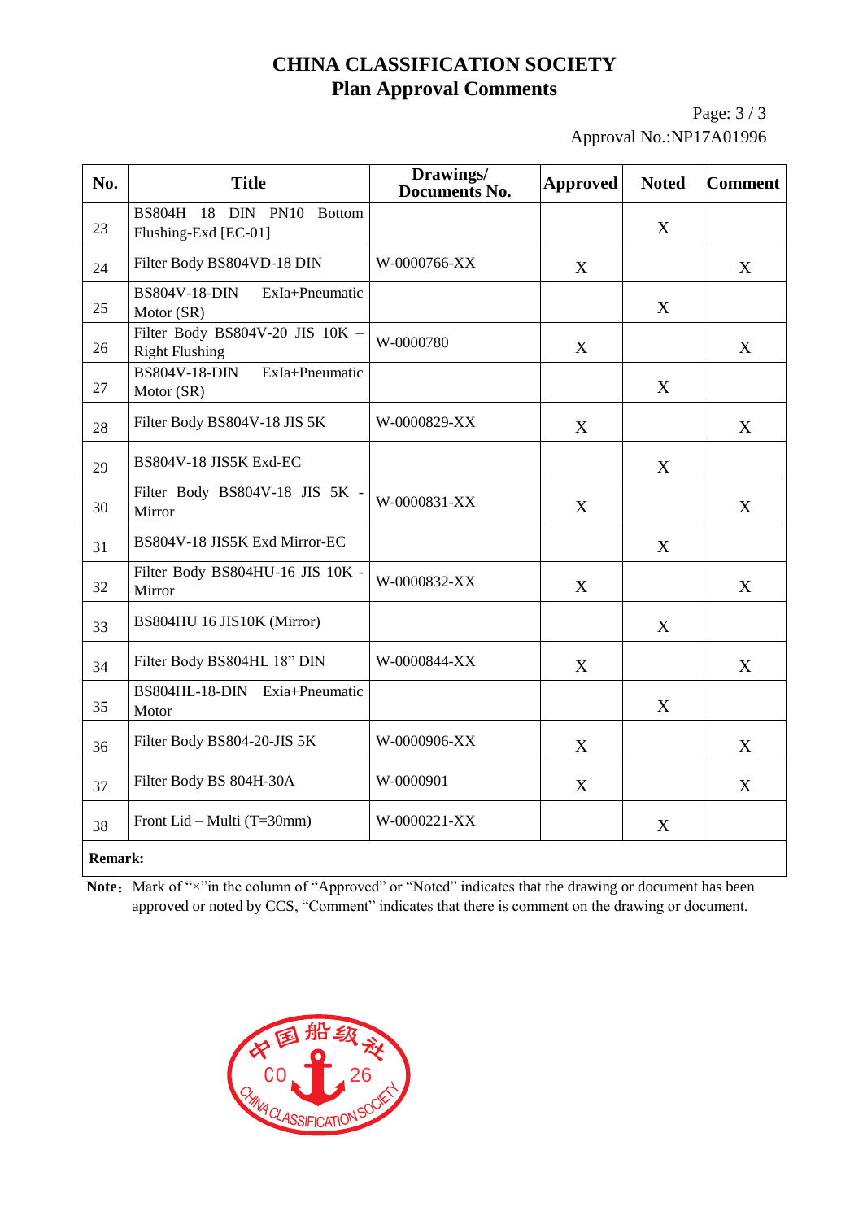# CHINA CLASSIFICATION SOCIETY
## Plan Approval Comments

Approval No.:NP17A01996

| No. | Title | Drawings/ Documents No. | Approved | Noted | Comment |
|---|---|---|---|---|---|
| 23 | BS804H 18 DIN PN10 Bottom Flushing-Exd [EC-01] | | | X | |
| 24 | Filter Body BS804VD-18 DIN | W-0000766-XX | X | | X |
| 25 | BS804V-18-DIN ExIa+Pneumatic Motor (SR) | | | X | |
| 26 | Filter Body BS804V-20 JIS 10K – Right Flushing | W-0000780 | X | | X |
| 27 | BS804V-18-DIN ExIa+Pneumatic Motor (SR) | | | X | |
| 28 | Filter Body BS804V-18 JIS 5K | W-0000829-XX | X | | X |
| 29 | BS804V-18 JIS5K Exd-EC | | | X | |
| 30 | Filter Body BS804V-18 JIS 5K - Mirror | W-0000831-XX | X | | X |
| 31 | BS804V-18 JIS5K Exd Mirror-EC | | | X | |
| 32 | Filter Body BS804HU-16 JIS 10K - Mirror | W-0000832-XX | X | | X |
| 33 | BS804HU 16 JIS10K (Mirror) | | | X | |
| 34 | Filter Body BS804HL 18" DIN | W-0000844-XX | X | | X |
| 35 | BS804HL-18-DIN Exia+Pneumatic Motor | | | X | |
| 36 | Filter Body BS804-20-JIS 5K | W-0000906-XX | X | | X |
| 37 | Filter Body BS 804H-30A | W-0000901 | X | | X |
| 38 | Front Lid – Multi (T=30mm) | W-0000221-XX | | X | |

**Remark:**

**Note：** Mark of "×"in the column of "Approved" or "Noted" indicates that the drawing or document has been approved or noted by CCS, "Comment" indicates that there is comment on the drawing or document.

中国船级社 CO 26 CHINA CLASSIFICATION SOCIETY